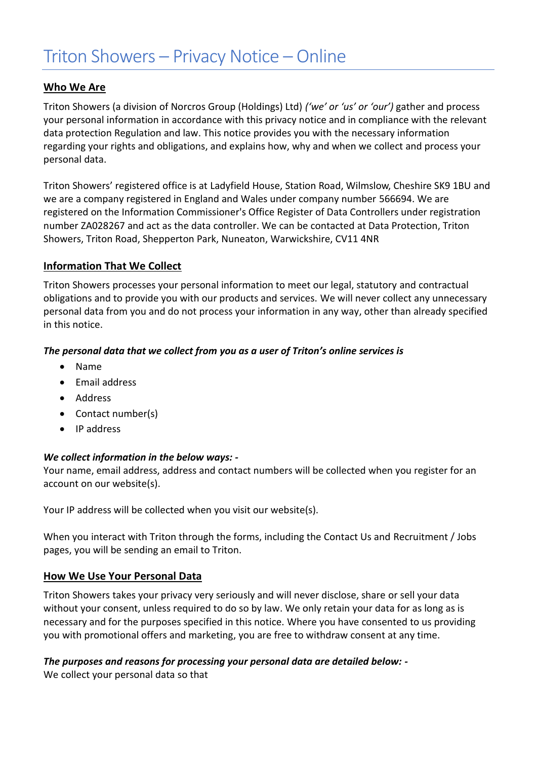# Triton Showers – Privacy Notice – Online

## Who We Are

Triton Showers (a division of Norcros Group (Holdings) Ltd) *('we' or 'us' or 'our')* gather and process your personal information in accordance with this privacy notice and in compliance with the relevant data protection Regulation and law. This notice provides you with the necessary information regarding your rights and obligations, and explains how, why and when we collect and process your personal data.

Triton Showers' registered office is at Ladyfield House, Station Road, Wilmslow, Cheshire SK9 1BU and we are a company registered in England and Wales under company number 566694. We are registered on the Information Commissioner's Office Register of Data Controllers under registration number ZA028267 and act as the data controller. We can be contacted at Data Protection, Triton Showers, Triton Road, Shepperton Park, Nuneaton, Warwickshire, CV11 4NR

## Information That We Collect

Triton Showers processes your personal information to meet our legal, statutory and contractual obligations and to provide you with our products and services. We will never collect any unnecessary personal data from you and do not process your information in any way, other than already specified in this notice.

***The personal data that we collect from you as a user of Triton's online services is***

- Name
- Email address
- Address
- Contact number(s)
- IP address

***We collect information in the below ways: -***

Your name, email address, address and contact numbers will be collected when you register for an account on our website(s).

Your IP address will be collected when you visit our website(s).

When you interact with Triton through the forms, including the Contact Us and Recruitment / Jobs pages, you will be sending an email to Triton.

## How We Use Your Personal Data

Triton Showers takes your privacy very seriously and will never disclose, share or sell your data without your consent, unless required to do so by law. We only retain your data for as long as is necessary and for the purposes specified in this notice. Where you have consented to us providing you with promotional offers and marketing, you are free to withdraw consent at any time.

***The purposes and reasons for processing your personal data are detailed below: -***

We collect your personal data so that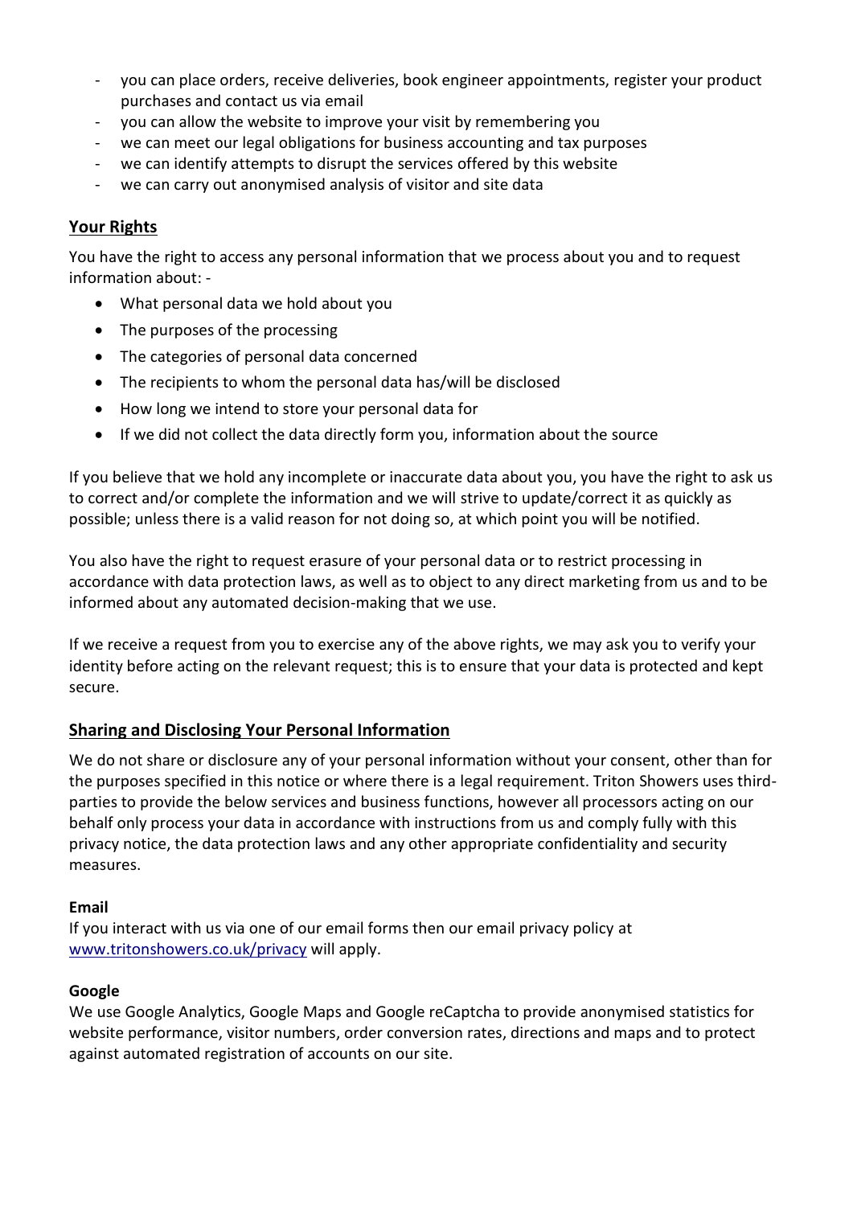- you can place orders, receive deliveries, book engineer appointments, register your product purchases and contact us via email
- you can allow the website to improve your visit by remembering you
- we can meet our legal obligations for business accounting and tax purposes
- we can identify attempts to disrupt the services offered by this website
- we can carry out anonymised analysis of visitor and site data

## Your Rights

You have the right to access any personal information that we process about you and to request information about: -

- What personal data we hold about you
- The purposes of the processing
- The categories of personal data concerned
- The recipients to whom the personal data has/will be disclosed
- How long we intend to store your personal data for
- If we did not collect the data directly form you, information about the source

If you believe that we hold any incomplete or inaccurate data about you, you have the right to ask us to correct and/or complete the information and we will strive to update/correct it as quickly as possible; unless there is a valid reason for not doing so, at which point you will be notified.

You also have the right to request erasure of your personal data or to restrict processing in accordance with data protection laws, as well as to object to any direct marketing from us and to be informed about any automated decision-making that we use.

If we receive a request from you to exercise any of the above rights, we may ask you to verify your identity before acting on the relevant request; this is to ensure that your data is protected and kept secure.

## Sharing and Disclosing Your Personal Information

We do not share or disclosure any of your personal information without your consent, other than for the purposes specified in this notice or where there is a legal requirement. Triton Showers uses third-parties to provide the below services and business functions, however all processors acting on our behalf only process your data in accordance with instructions from us and comply fully with this privacy notice, the data protection laws and any other appropriate confidentiality and security measures.

**Email**
If you interact with us via one of our email forms then our email privacy policy at www.tritonshowers.co.uk/privacy will apply.

**Google**
We use Google Analytics, Google Maps and Google reCaptcha to provide anonymised statistics for website performance, visitor numbers, order conversion rates, directions and maps and to protect against automated registration of accounts on our site.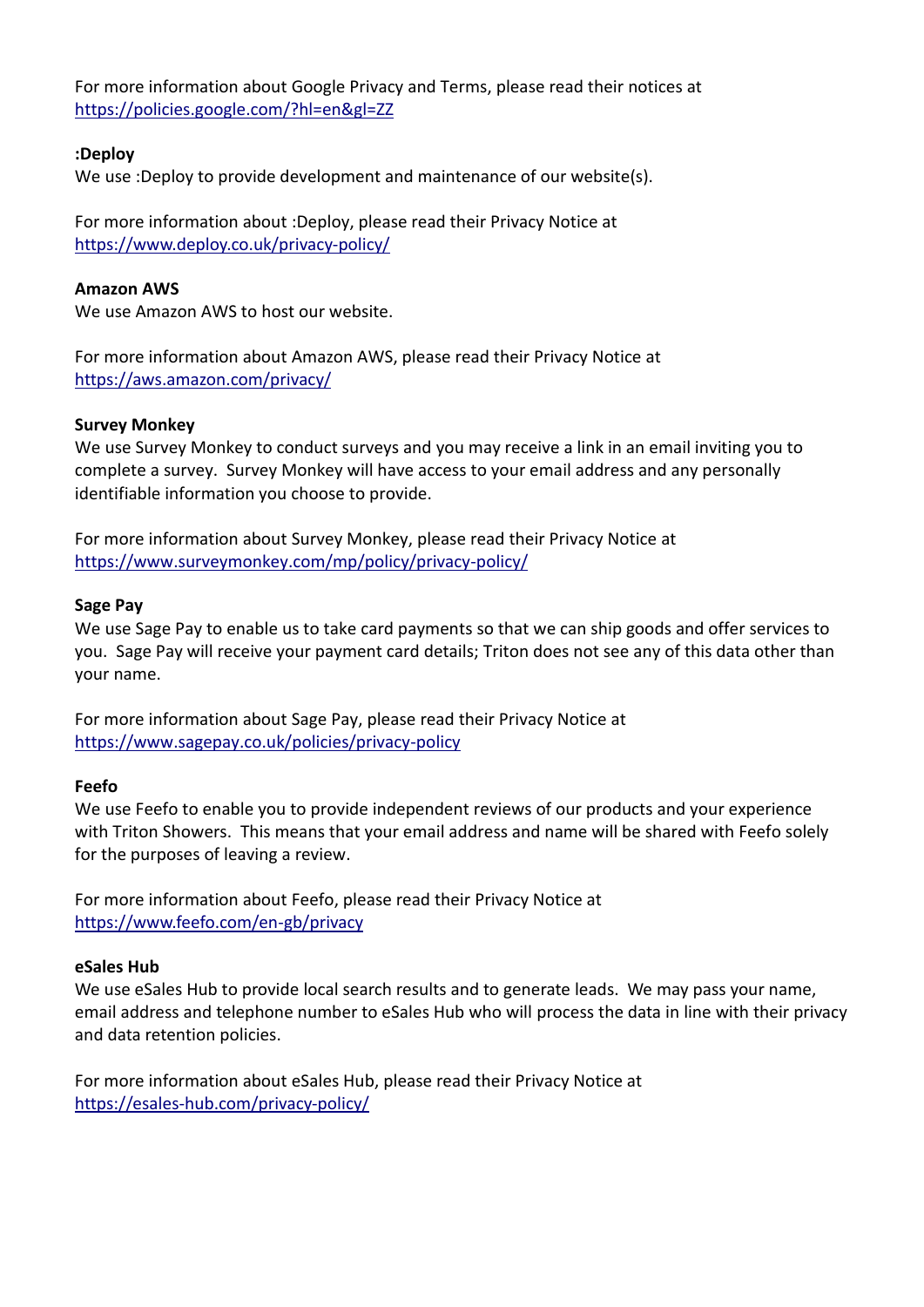For more information about Google Privacy and Terms, please read their notices at https://policies.google.com/?hl=en&gl=ZZ

**:Deploy**

We use :Deploy to provide development and maintenance of our website(s).

For more information about :Deploy, please read their Privacy Notice at https://www.deploy.co.uk/privacy-policy/

**Amazon AWS**

We use Amazon AWS to host our website.

For more information about Amazon AWS, please read their Privacy Notice at https://aws.amazon.com/privacy/

**Survey Monkey**

We use Survey Monkey to conduct surveys and you may receive a link in an email inviting you to complete a survey. Survey Monkey will have access to your email address and any personally identifiable information you choose to provide.

For more information about Survey Monkey, please read their Privacy Notice at https://www.surveymonkey.com/mp/policy/privacy-policy/

**Sage Pay**

We use Sage Pay to enable us to take card payments so that we can ship goods and offer services to you. Sage Pay will receive your payment card details; Triton does not see any of this data other than your name.

For more information about Sage Pay, please read their Privacy Notice at https://www.sagepay.co.uk/policies/privacy-policy

**Feefo**

We use Feefo to enable you to provide independent reviews of our products and your experience with Triton Showers. This means that your email address and name will be shared with Feefo solely for the purposes of leaving a review.

For more information about Feefo, please read their Privacy Notice at https://www.feefo.com/en-gb/privacy

**eSales Hub**

We use eSales Hub to provide local search results and to generate leads. We may pass your name, email address and telephone number to eSales Hub who will process the data in line with their privacy and data retention policies.

For more information about eSales Hub, please read their Privacy Notice at https://esales-hub.com/privacy-policy/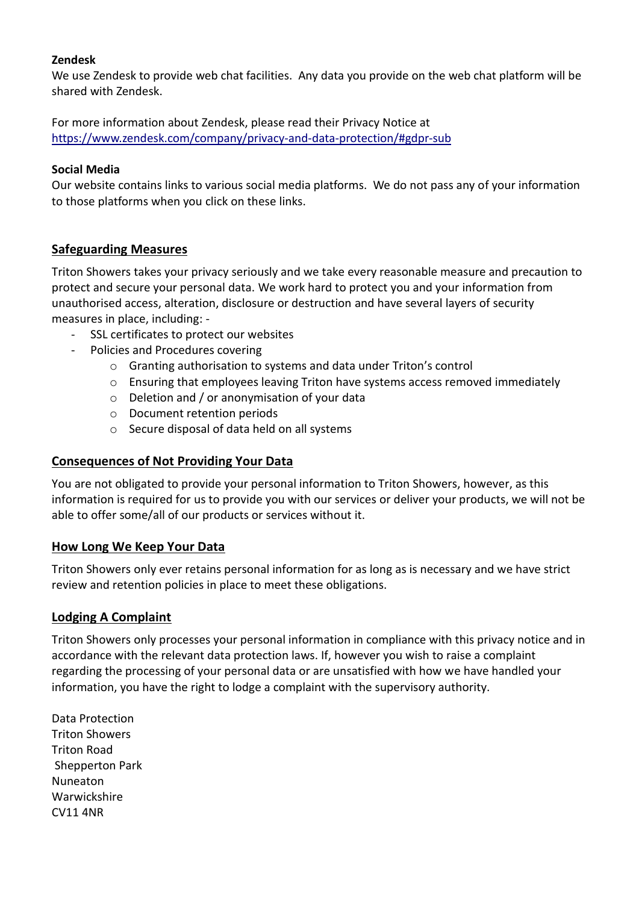**Zendesk**

We use Zendesk to provide web chat facilities. Any data you provide on the web chat platform will be shared with Zendesk.

For more information about Zendesk, please read their Privacy Notice at https://www.zendesk.com/company/privacy-and-data-protection/#gdpr-sub

**Social Media**

Our website contains links to various social media platforms. We do not pass any of your information to those platforms when you click on these links.

## Safeguarding Measures

Triton Showers takes your privacy seriously and we take every reasonable measure and precaution to protect and secure your personal data. We work hard to protect you and your information from unauthorised access, alteration, disclosure or destruction and have several layers of security measures in place, including: -

- SSL certificates to protect our websites
- Policies and Procedures covering
    - Granting authorisation to systems and data under Triton's control
    - Ensuring that employees leaving Triton have systems access removed immediately
    - Deletion and / or anonymisation of your data
    - Document retention periods
    - Secure disposal of data held on all systems

## Consequences of Not Providing Your Data

You are not obligated to provide your personal information to Triton Showers, however, as this information is required for us to provide you with our services or deliver your products, we will not be able to offer some/all of our products or services without it.

## How Long We Keep Your Data

Triton Showers only ever retains personal information for as long as is necessary and we have strict review and retention policies in place to meet these obligations.

## Lodging A Complaint

Triton Showers only processes your personal information in compliance with this privacy notice and in accordance with the relevant data protection laws. If, however you wish to raise a complaint regarding the processing of your personal data or are unsatisfied with how we have handled your information, you have the right to lodge a complaint with the supervisory authority.

Data Protection
Triton Showers
Triton Road
Shepperton Park
Nuneaton
Warwickshire
CV11 4NR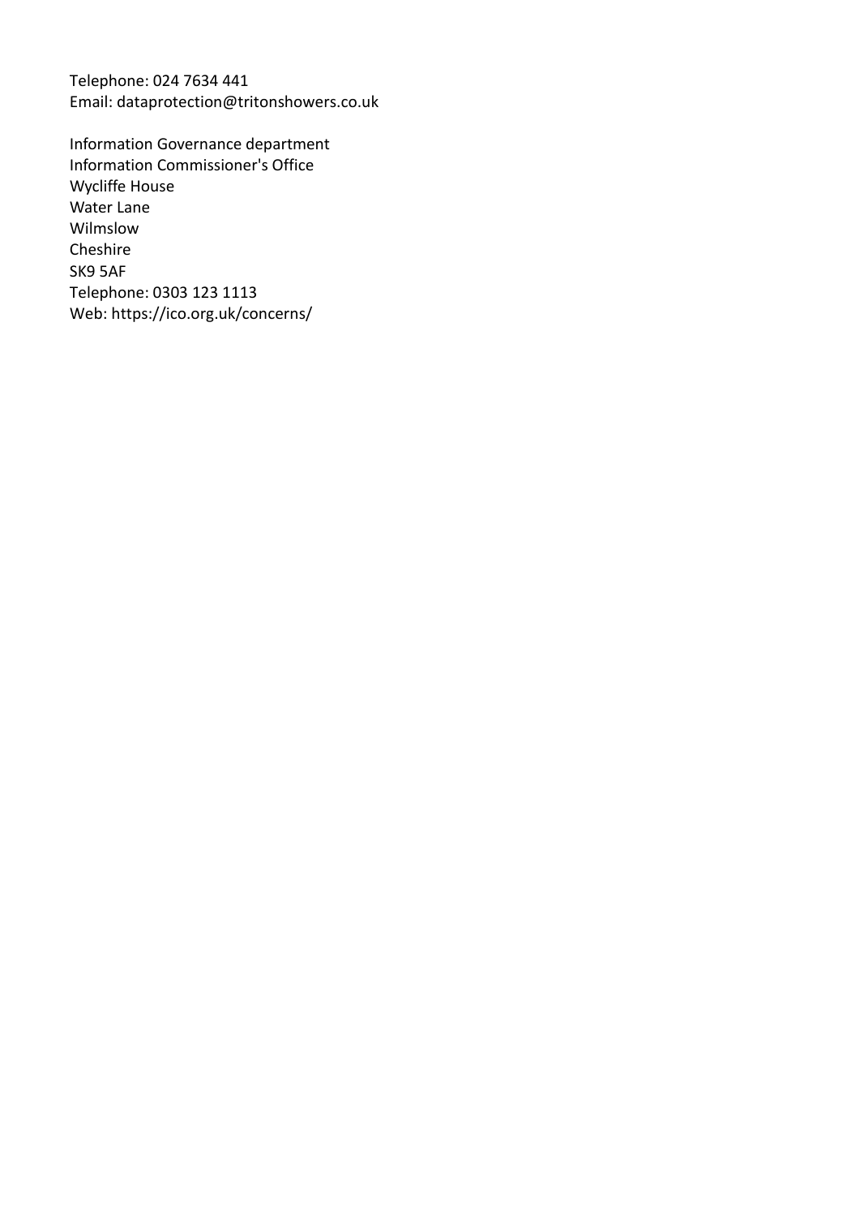Telephone: 024 7634 441
Email: dataprotection@tritonshowers.co.uk

Information Governance department
Information Commissioner's Office
Wycliffe House
Water Lane
Wilmslow
Cheshire
SK9 5AF
Telephone: 0303 123 1113
Web: https://ico.org.uk/concerns/